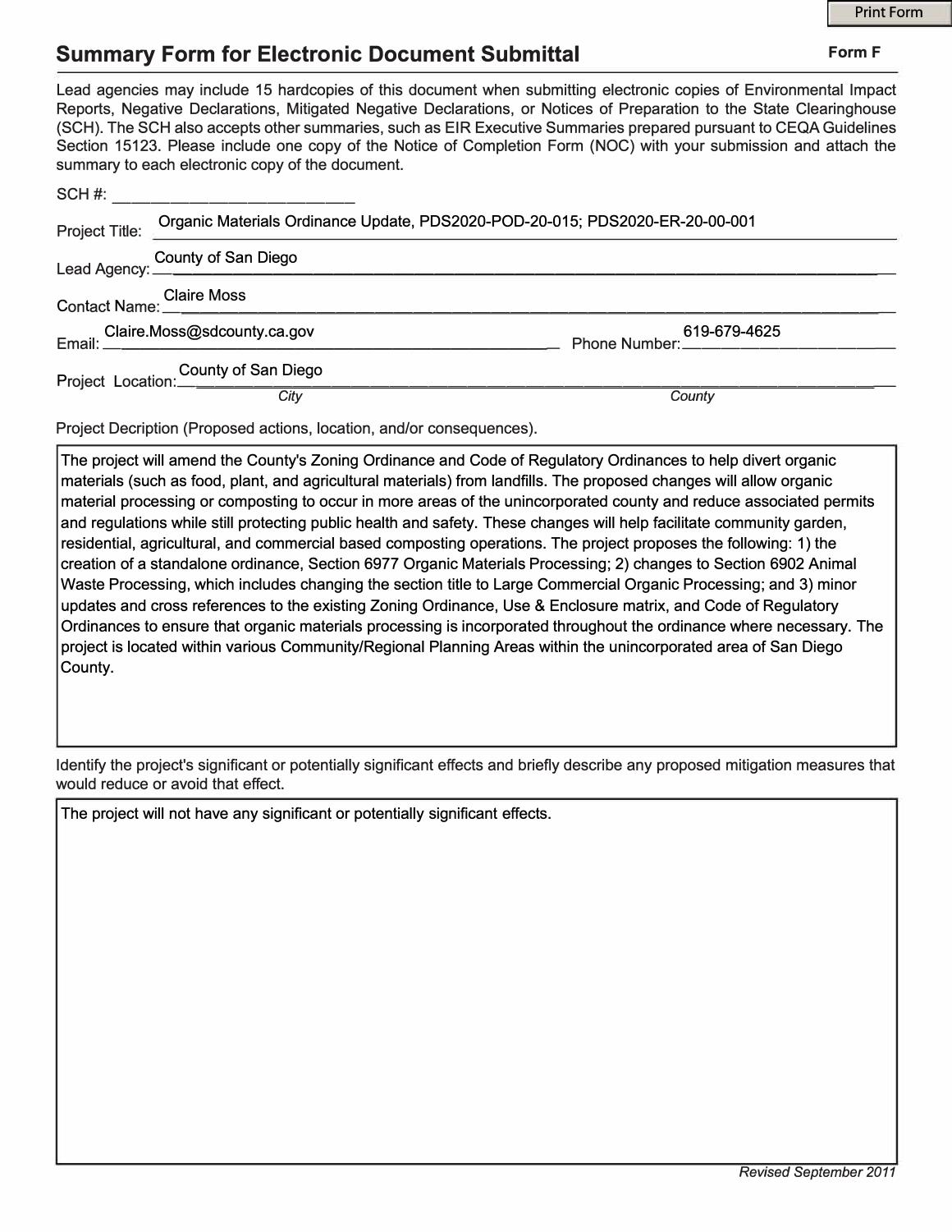Print Form

# Summary Form for Electronic Document Submittal

**Form F**

Lead agencies may include 15 hardcopies of this document when submitting electronic copies of Environmental Impact Reports, Negative Declarations, Mitigated Negative Declarations, or Notices of Preparation to the State Clearinghouse (SCH). The SCH also accepts other summaries, such as EIR Executive Summaries prepared pursuant to CEQA Guidelines Section 15123. Please include one copy of the Notice of Completion Form (NOC) with your submission and attach the summary to each electronic copy of the document.

SCH #: ____________________________

Project Title: Organic Materials Ordinance Update, PDS2020-POD-20-015; PDS2020-ER-20-00-001

Lead Agency: County of San Diego

Contact Name: Claire Moss

Email: Claire.Moss@sdcounty.ca.gov    Phone Number: 619-679-4625

Project Location: County of San Diego
*City*    *County*

Project Decription (Proposed actions, location, and/or consequences).

The project will amend the County's Zoning Ordinance and Code of Regulatory Ordinances to help divert organic materials (such as food, plant, and agricultural materials) from landfills. The proposed changes will allow organic material processing or composting to occur in more areas of the unincorporated county and reduce associated permits and regulations while still protecting public health and safety. These changes will help facilitate community garden, residential, agricultural, and commercial based composting operations. The project proposes the following: 1) the creation of a standalone ordinance, Section 6977 Organic Materials Processing; 2) changes to Section 6902 Animal Waste Processing, which includes changing the section title to Large Commercial Organic Processing; and 3) minor updates and cross references to the existing Zoning Ordinance, Use & Enclosure matrix, and Code of Regulatory Ordinances to ensure that organic materials processing is incorporated throughout the ordinance where necessary. The project is located within various Community/Regional Planning Areas within the unincorporated area of San Diego County.

Identify the project's significant or potentially significant effects and briefly describe any proposed mitigation measures that would reduce or avoid that effect.

The project will not have any significant or potentially significant effects.

*Revised September 2011*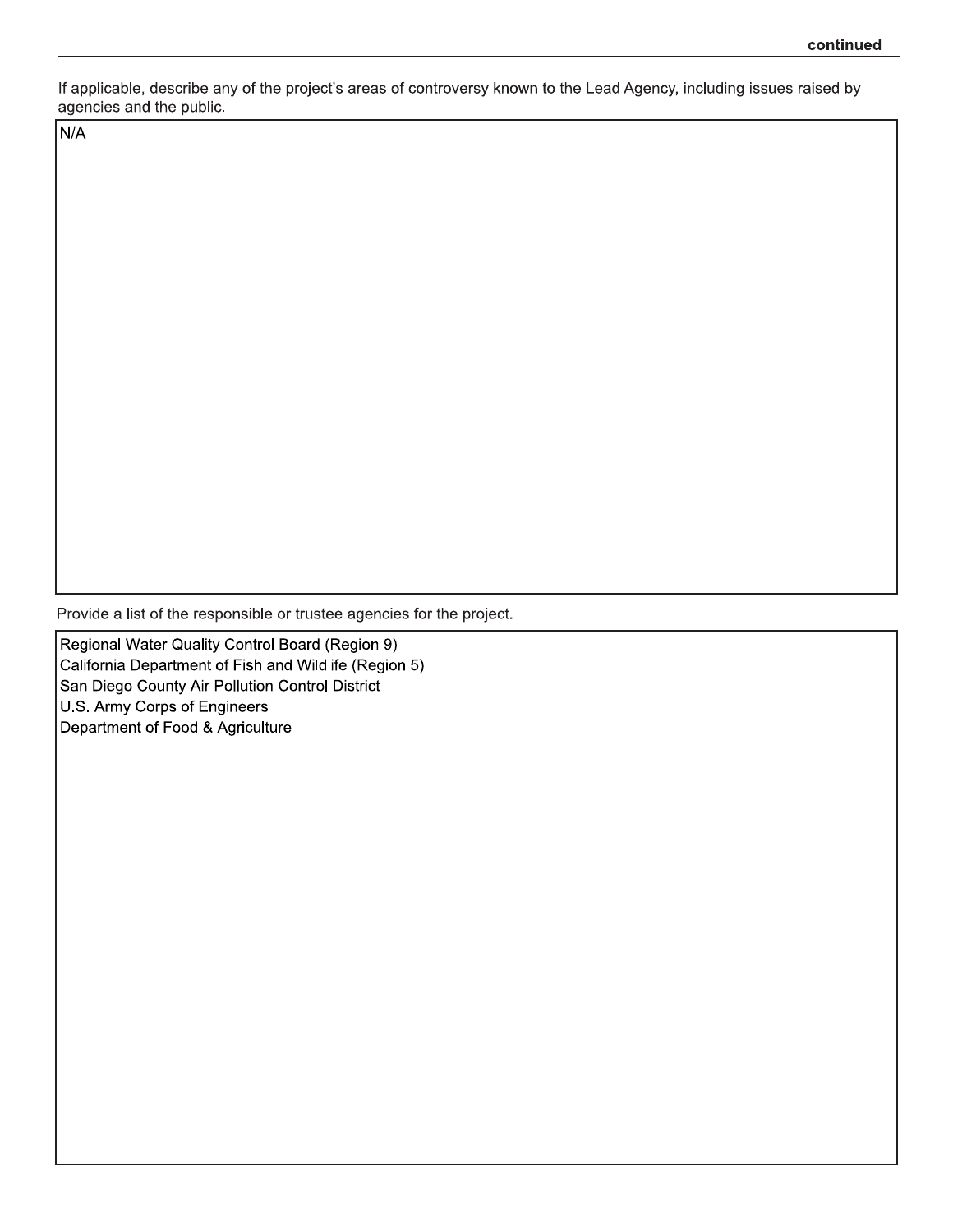If applicable, describe any of the project's areas of controversy known to the Lead Agency, including issues raised by agencies and the public.

N/A

Provide a list of the responsible or trustee agencies for the project.

Regional Water Quality Control Board (Region 9)
California Department of Fish and Wildlife (Region 5)
San Diego County Air Pollution Control District
U.S. Army Corps of Engineers
Department of Food & Agriculture